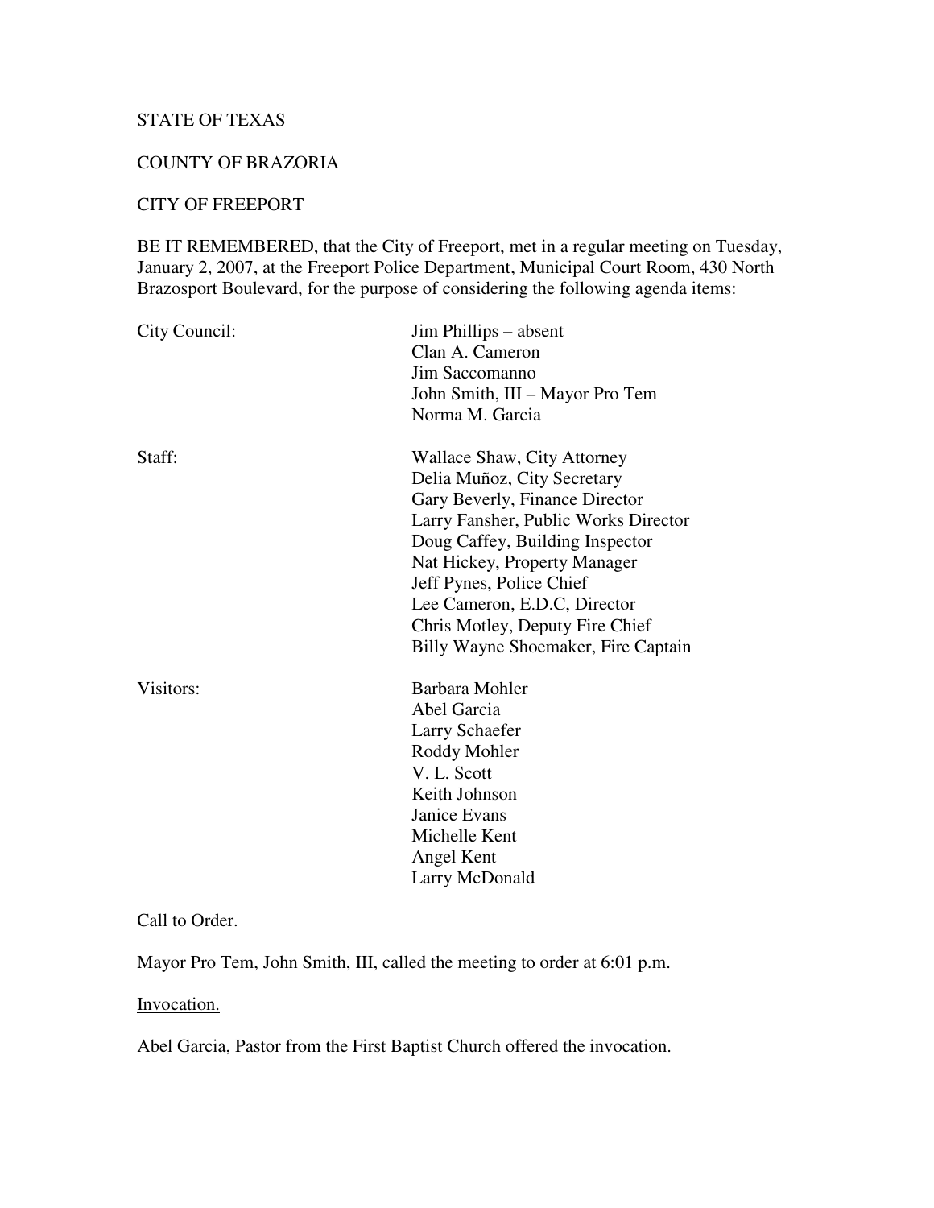STATE OF TEXAS

COUNTY OF BRAZORIA

CITY OF FREEPORT

BE IT REMEMBERED, that the City of Freeport, met in a regular meeting on Tuesday, January 2, 2007, at the Freeport Police Department, Municipal Court Room, 430 North Brazosport Boulevard, for the purpose of considering the following agenda items:

| | |
|---|---|
| City Council: | Jim Phillips – absent<br>Clan A. Cameron<br>Jim Saccomanno<br>John Smith, III – Mayor Pro Tem<br>Norma M. Garcia |
| Staff: | Wallace Shaw, City Attorney<br>Delia Muñoz, City Secretary<br>Gary Beverly, Finance Director<br>Larry Fansher, Public Works Director<br>Doug Caffey, Building Inspector<br>Nat Hickey, Property Manager<br>Jeff Pynes, Police Chief<br>Lee Cameron, E.D.C, Director<br>Chris Motley, Deputy Fire Chief<br>Billy Wayne Shoemaker, Fire Captain |
| Visitors: | Barbara Mohler<br>Abel Garcia<br>Larry Schaefer<br>Roddy Mohler<br>V. L. Scott<br>Keith Johnson<br>Janice Evans<br>Michelle Kent<br>Angel Kent<br>Larry McDonald |

<u>Call to Order.</u>

Mayor Pro Tem, John Smith, III, called the meeting to order at 6:01 p.m.

<u>Invocation.</u>

Abel Garcia, Pastor from the First Baptist Church offered the invocation.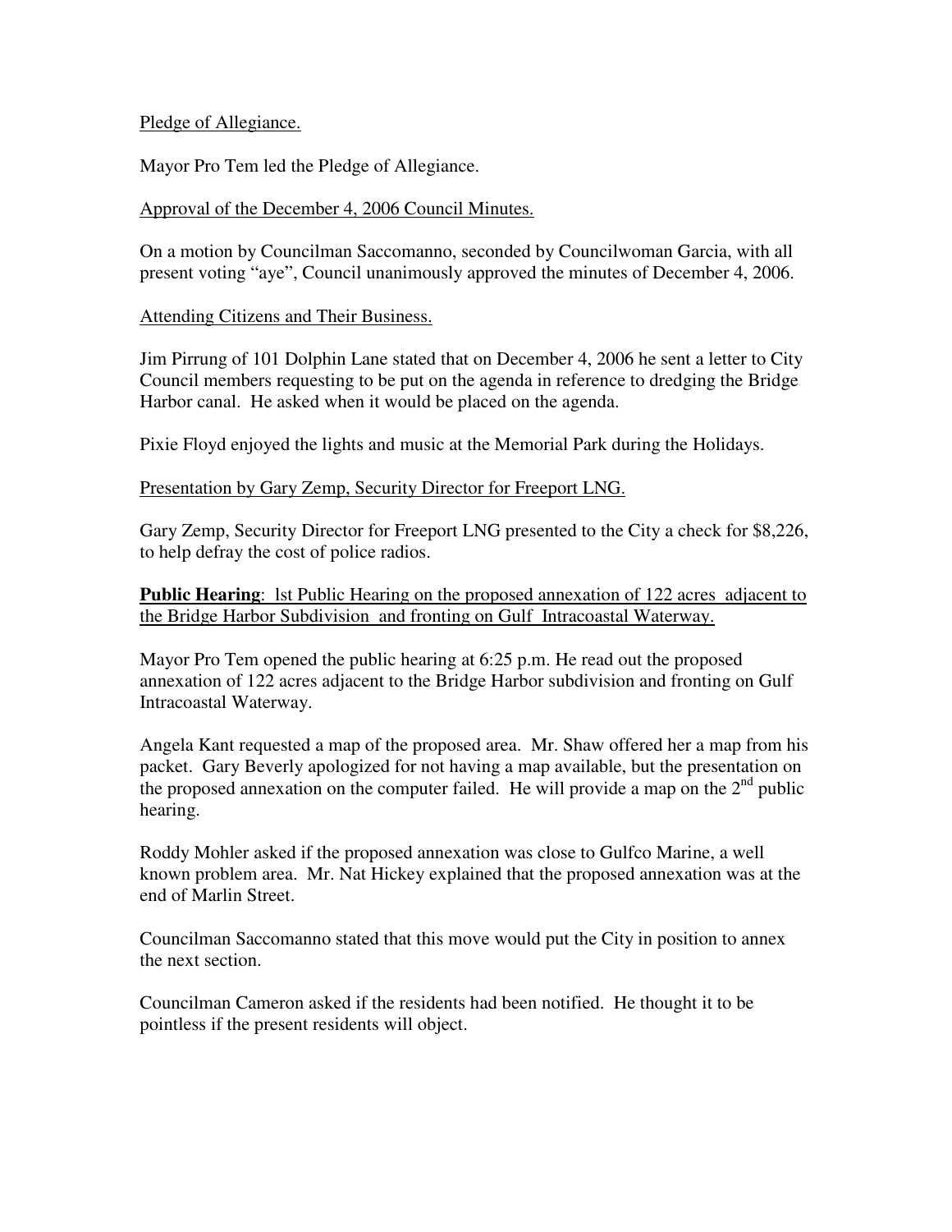Pledge of Allegiance.

Mayor Pro Tem led the Pledge of Allegiance.

Approval of the December 4, 2006 Council Minutes.

On a motion by Councilman Saccomanno, seconded by Councilwoman Garcia, with all present voting "aye", Council unanimously approved the minutes of December 4, 2006.

Attending Citizens and Their Business.

Jim Pirrung of 101 Dolphin Lane stated that on December 4, 2006 he sent a letter to City Council members requesting to be put on the agenda in reference to dredging the Bridge Harbor canal. He asked when it would be placed on the agenda.

Pixie Floyd enjoyed the lights and music at the Memorial Park during the Holidays.

Presentation by Gary Zemp, Security Director for Freeport LNG.

Gary Zemp, Security Director for Freeport LNG presented to the City a check for $8,226, to help defray the cost of police radios.

**Public Hearing**: lst Public Hearing on the proposed annexation of 122 acres adjacent to the Bridge Harbor Subdivision and fronting on Gulf Intracoastal Waterway.

Mayor Pro Tem opened the public hearing at 6:25 p.m. He read out the proposed annexation of 122 acres adjacent to the Bridge Harbor subdivision and fronting on Gulf Intracoastal Waterway.

Angela Kant requested a map of the proposed area. Mr. Shaw offered her a map from his packet. Gary Beverly apologized for not having a map available, but the presentation on the proposed annexation on the computer failed. He will provide a map on the 2nd public hearing.

Roddy Mohler asked if the proposed annexation was close to Gulfco Marine, a well known problem area. Mr. Nat Hickey explained that the proposed annexation was at the end of Marlin Street.

Councilman Saccomanno stated that this move would put the City in position to annex the next section.

Councilman Cameron asked if the residents had been notified. He thought it to be pointless if the present residents will object.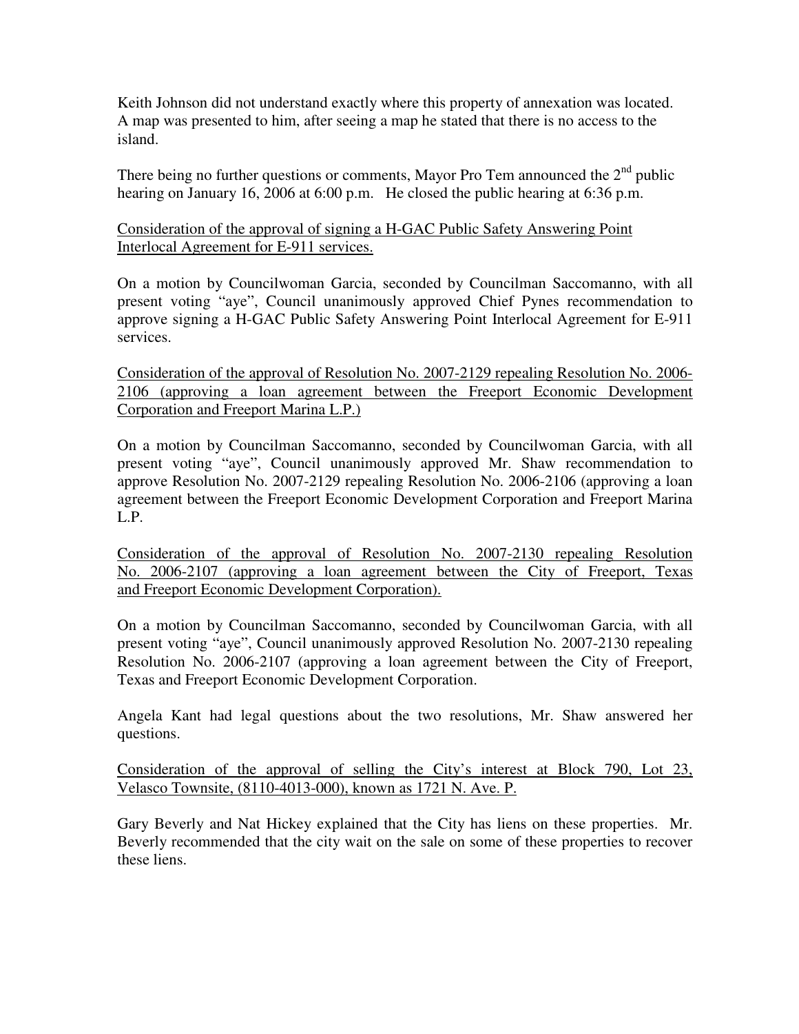Keith Johnson did not understand exactly where this property of annexation was located. A map was presented to him, after seeing a map he stated that there is no access to the island.

There being no further questions or comments, Mayor Pro Tem announced the 2nd public hearing on January 16, 2006 at 6:00 p.m. He closed the public hearing at 6:36 p.m.

<u>Consideration of the approval of signing a H-GAC Public Safety Answering Point Interlocal Agreement for E-911 services.</u>

On a motion by Councilwoman Garcia, seconded by Councilman Saccomanno, with all present voting "aye", Council unanimously approved Chief Pynes recommendation to approve signing a H-GAC Public Safety Answering Point Interlocal Agreement for E-911 services.

<u>Consideration of the approval of Resolution No. 2007-2129 repealing Resolution No. 2006-2106 (approving a loan agreement between the Freeport Economic Development Corporation and Freeport Marina L.P.)</u>

On a motion by Councilman Saccomanno, seconded by Councilwoman Garcia, with all present voting "aye", Council unanimously approved Mr. Shaw recommendation to approve Resolution No. 2007-2129 repealing Resolution No. 2006-2106 (approving a loan agreement between the Freeport Economic Development Corporation and Freeport Marina L.P.

<u>Consideration of the approval of Resolution No. 2007-2130 repealing Resolution No. 2006-2107 (approving a loan agreement between the City of Freeport, Texas and Freeport Economic Development Corporation).</u>

On a motion by Councilman Saccomanno, seconded by Councilwoman Garcia, with all present voting "aye", Council unanimously approved Resolution No. 2007-2130 repealing Resolution No. 2006-2107 (approving a loan agreement between the City of Freeport, Texas and Freeport Economic Development Corporation.

Angela Kant had legal questions about the two resolutions, Mr. Shaw answered her questions.

<u>Consideration of the approval of selling the City's interest at Block 790, Lot 23, Velasco Townsite, (8110-4013-000), known as 1721 N. Ave. P.</u>

Gary Beverly and Nat Hickey explained that the City has liens on these properties. Mr. Beverly recommended that the city wait on the sale on some of these properties to recover these liens.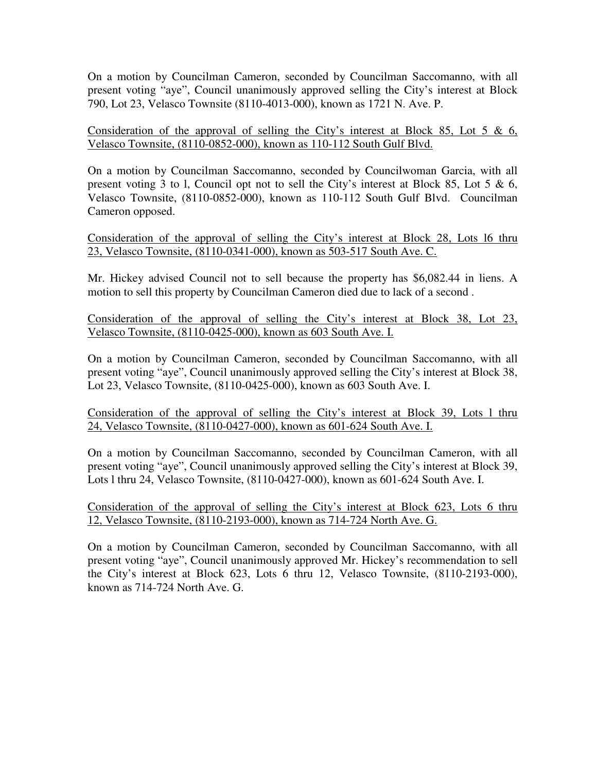On a motion by Councilman Cameron, seconded by Councilman Saccomanno, with all present voting "aye", Council unanimously approved selling the City's interest at Block 790, Lot 23, Velasco Townsite (8110-4013-000), known as 1721 N. Ave. P.

<u>Consideration of the approval of selling the City's interest at Block 85, Lot 5 & 6, Velasco Townsite, (8110-0852-000), known as 110-112 South Gulf Blvd.</u>

On a motion by Councilman Saccomanno, seconded by Councilwoman Garcia, with all present voting 3 to l, Council opt not to sell the City's interest at Block 85, Lot 5 & 6, Velasco Townsite, (8110-0852-000), known as 110-112 South Gulf Blvd. Councilman Cameron opposed.

<u>Consideration of the approval of selling the City's interest at Block 28, Lots l6 thru 23, Velasco Townsite, (8110-0341-000), known as 503-517 South Ave. C.</u>

Mr. Hickey advised Council not to sell because the property has $6,082.44 in liens. A motion to sell this property by Councilman Cameron died due to lack of a second .

<u>Consideration of the approval of selling the City's interest at Block 38, Lot 23, Velasco Townsite, (8110-0425-000), known as 603 South Ave. I.</u>

On a motion by Councilman Cameron, seconded by Councilman Saccomanno, with all present voting "aye", Council unanimously approved selling the City's interest at Block 38, Lot 23, Velasco Townsite, (8110-0425-000), known as 603 South Ave. I.

<u>Consideration of the approval of selling the City's interest at Block 39, Lots l thru 24, Velasco Townsite, (8110-0427-000), known as 601-624 South Ave. I.</u>

On a motion by Councilman Saccomanno, seconded by Councilman Cameron, with all present voting "aye", Council unanimously approved selling the City's interest at Block 39, Lots l thru 24, Velasco Townsite, (8110-0427-000), known as 601-624 South Ave. I.

<u>Consideration of the approval of selling the City's interest at Block 623, Lots 6 thru 12, Velasco Townsite, (8110-2193-000), known as 714-724 North Ave. G.</u>

On a motion by Councilman Cameron, seconded by Councilman Saccomanno, with all present voting "aye", Council unanimously approved Mr. Hickey's recommendation to sell the City's interest at Block 623, Lots 6 thru 12, Velasco Townsite, (8110-2193-000), known as 714-724 North Ave. G.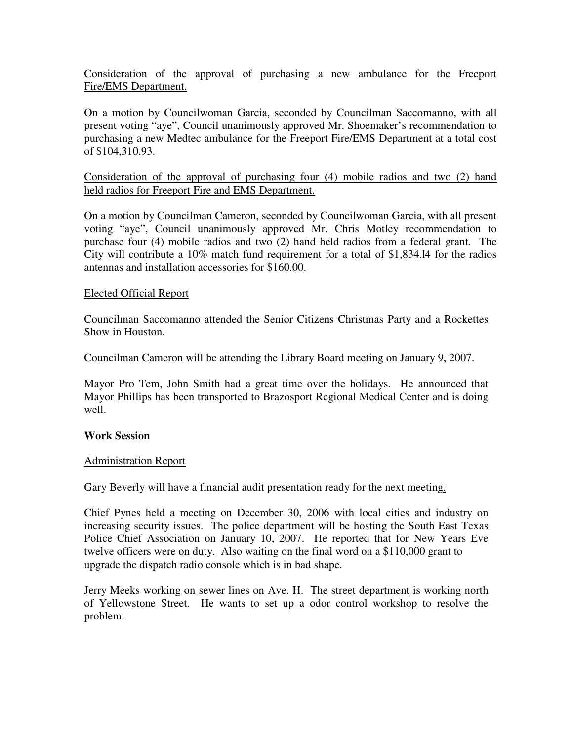Consideration of the approval of purchasing a new ambulance for the Freeport Fire/EMS Department.

On a motion by Councilwoman Garcia, seconded by Councilman Saccomanno, with all present voting "aye", Council unanimously approved Mr. Shoemaker's recommendation to purchasing a new Medtec ambulance for the Freeport Fire/EMS Department at a total cost of $104,310.93.

Consideration of the approval of purchasing four (4) mobile radios and two (2) hand held radios for Freeport Fire and EMS Department.

On a motion by Councilman Cameron, seconded by Councilwoman Garcia, with all present voting "aye", Council unanimously approved Mr. Chris Motley recommendation to purchase four (4) mobile radios and two (2) hand held radios from a federal grant. The City will contribute a 10% match fund requirement for a total of $1,834.l4 for the radios antennas and installation accessories for $160.00.

Elected Official Report

Councilman Saccomanno attended the Senior Citizens Christmas Party and a Rockettes Show in Houston.

Councilman Cameron will be attending the Library Board meeting on January 9, 2007.

Mayor Pro Tem, John Smith had a great time over the holidays. He announced that Mayor Phillips has been transported to Brazosport Regional Medical Center and is doing well.

**Work Session**

Administration Report

Gary Beverly will have a financial audit presentation ready for the next meeting.

Chief Pynes held a meeting on December 30, 2006 with local cities and industry on increasing security issues. The police department will be hosting the South East Texas Police Chief Association on January 10, 2007. He reported that for New Years Eve twelve officers were on duty. Also waiting on the final word on a $110,000 grant to upgrade the dispatch radio console which is in bad shape.

Jerry Meeks working on sewer lines on Ave. H. The street department is working north of Yellowstone Street. He wants to set up a odor control workshop to resolve the problem.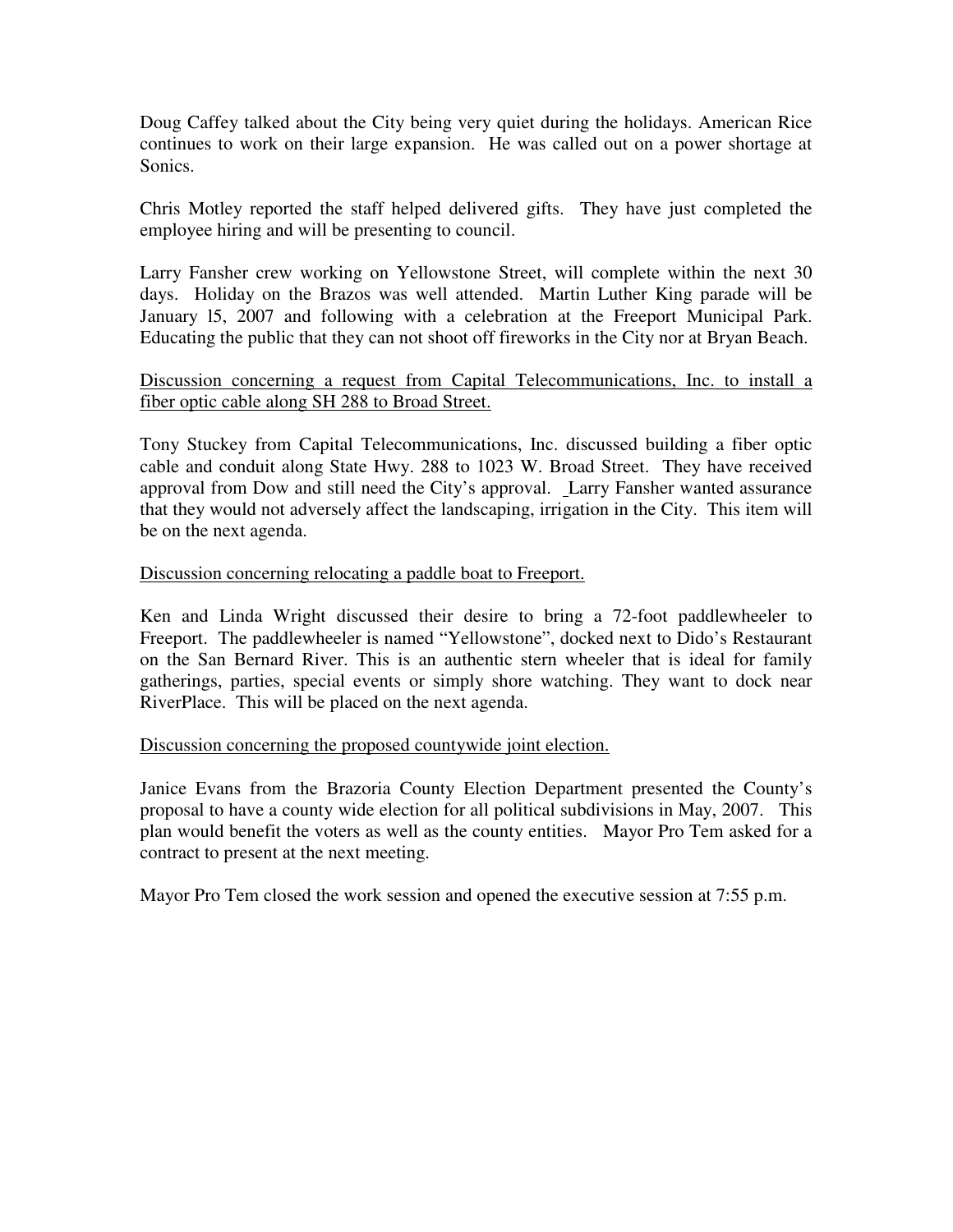Doug Caffey talked about the City being very quiet during the holidays. American Rice continues to work on their large expansion. He was called out on a power shortage at Sonics.

Chris Motley reported the staff helped delivered gifts. They have just completed the employee hiring and will be presenting to council.

Larry Fansher crew working on Yellowstone Street, will complete within the next 30 days. Holiday on the Brazos was well attended. Martin Luther King parade will be January l5, 2007 and following with a celebration at the Freeport Municipal Park. Educating the public that they can not shoot off fireworks in the City nor at Bryan Beach.

<u>Discussion concerning a request from Capital Telecommunications, Inc. to install a fiber optic cable along SH 288 to Broad Street.</u>

Tony Stuckey from Capital Telecommunications, Inc. discussed building a fiber optic cable and conduit along State Hwy. 288 to 1023 W. Broad Street. They have received approval from Dow and still need the City's approval. Larry Fansher wanted assurance that they would not adversely affect the landscaping, irrigation in the City. This item will be on the next agenda.

<u>Discussion concerning relocating a paddle boat to Freeport.</u>

Ken and Linda Wright discussed their desire to bring a 72-foot paddlewheeler to Freeport. The paddlewheeler is named "Yellowstone", docked next to Dido's Restaurant on the San Bernard River. This is an authentic stern wheeler that is ideal for family gatherings, parties, special events or simply shore watching. They want to dock near RiverPlace. This will be placed on the next agenda.

<u>Discussion concerning the proposed countywide joint election.</u>

Janice Evans from the Brazoria County Election Department presented the County's proposal to have a county wide election for all political subdivisions in May, 2007. This plan would benefit the voters as well as the county entities. Mayor Pro Tem asked for a contract to present at the next meeting.

Mayor Pro Tem closed the work session and opened the executive session at 7:55 p.m.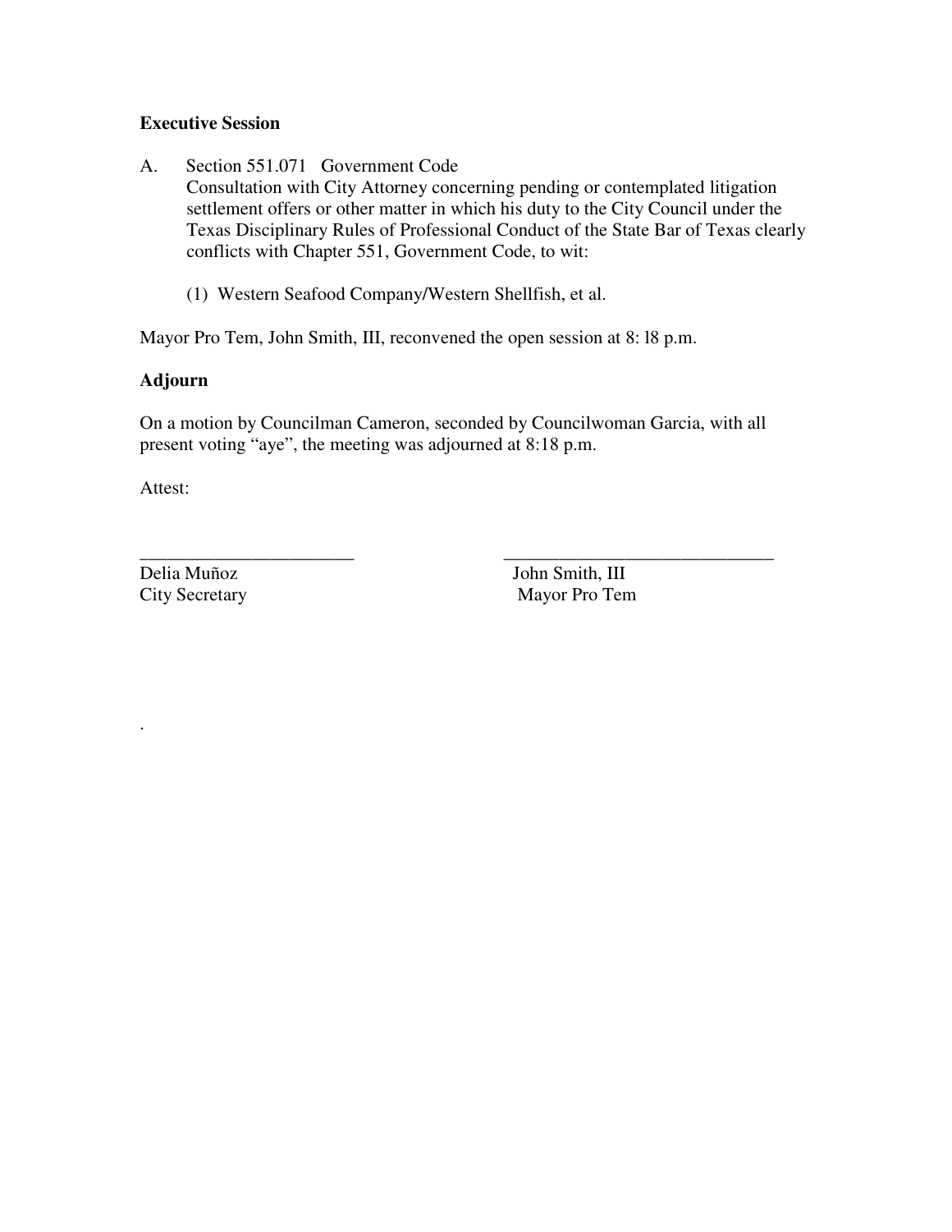**Executive Session**

A. Section 551.071 Government Code
Consultation with City Attorney concerning pending or contemplated litigation settlement offers or other matter in which his duty to the City Council under the Texas Disciplinary Rules of Professional Conduct of the State Bar of Texas clearly conflicts with Chapter 551, Government Code, to wit:

(1) Western Seafood Company/Western Shellfish, et al.

Mayor Pro Tem, John Smith, III, reconvened the open session at 8: l8 p.m.

**Adjourn**

On a motion by Councilman Cameron, seconded by Councilwoman Garcia, with all present voting "aye", the meeting was adjourned at 8:18 p.m.

Attest:

_______________________ _____________________________

Delia Muñoz
City Secretary

John Smith, III
Mayor Pro Tem

.